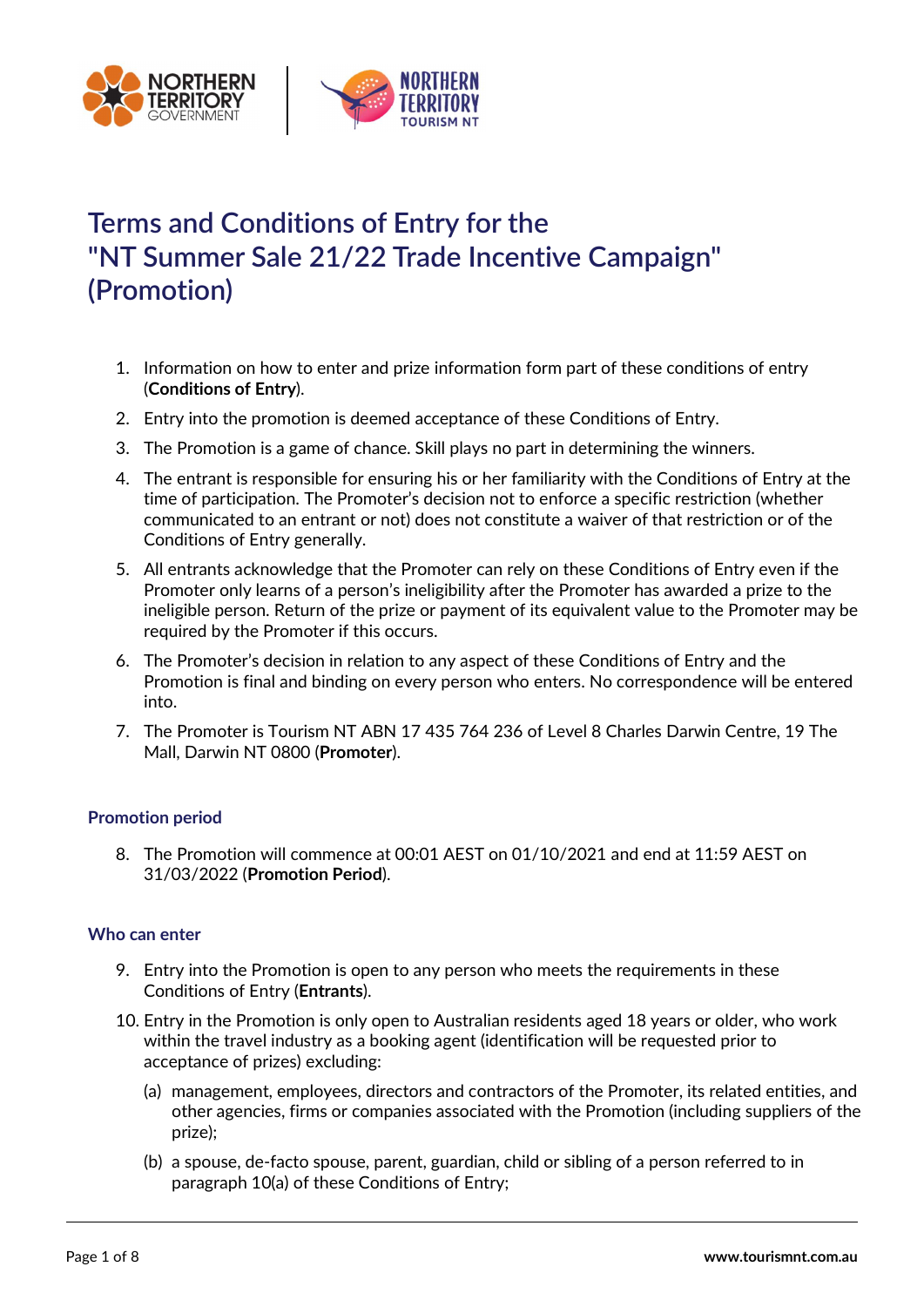# Terms and Conditions of Entry for the "NT Summer Sale 21/22 Trade Incentive Campaign" (Promotion)

1. Information on how to enter and prize information form part of these conditions of entry (**Conditions of Entry**).
2. Entry into the promotion is deemed acceptance of these Conditions of Entry.
3. The Promotion is a game of chance. Skill plays no part in determining the winners.
4. The entrant is responsible for ensuring his or her familiarity with the Conditions of Entry at the time of participation. The Promoter's decision not to enforce a specific restriction (whether communicated to an entrant or not) does not constitute a waiver of that restriction or of the Conditions of Entry generally.
5. All entrants acknowledge that the Promoter can rely on these Conditions of Entry even if the Promoter only learns of a person's ineligibility after the Promoter has awarded a prize to the ineligible person. Return of the prize or payment of its equivalent value to the Promoter may be required by the Promoter if this occurs.
6. The Promoter's decision in relation to any aspect of these Conditions of Entry and the Promotion is final and binding on every person who enters. No correspondence will be entered into.
7. The Promoter is Tourism NT ABN 17 435 764 236 of Level 8 Charles Darwin Centre, 19 The Mall, Darwin NT 0800 (**Promoter**).

### Promotion period

8. The Promotion will commence at 00:01 AEST on 01/10/2021 and end at 11:59 AEST on 31/03/2022 (**Promotion Period**).

### Who can enter

9. Entry into the Promotion is open to any person who meets the requirements in these Conditions of Entry (**Entrants**).
10. Entry in the Promotion is only open to Australian residents aged 18 years or older, who work within the travel industry as a booking agent (identification will be requested prior to acceptance of prizes) excluding:
    (a) management, employees, directors and contractors of the Promoter, its related entities, and other agencies, firms or companies associated with the Promotion (including suppliers of the prize);
    (b) a spouse, de-facto spouse, parent, guardian, child or sibling of a person referred to in paragraph 10(a) of these Conditions of Entry;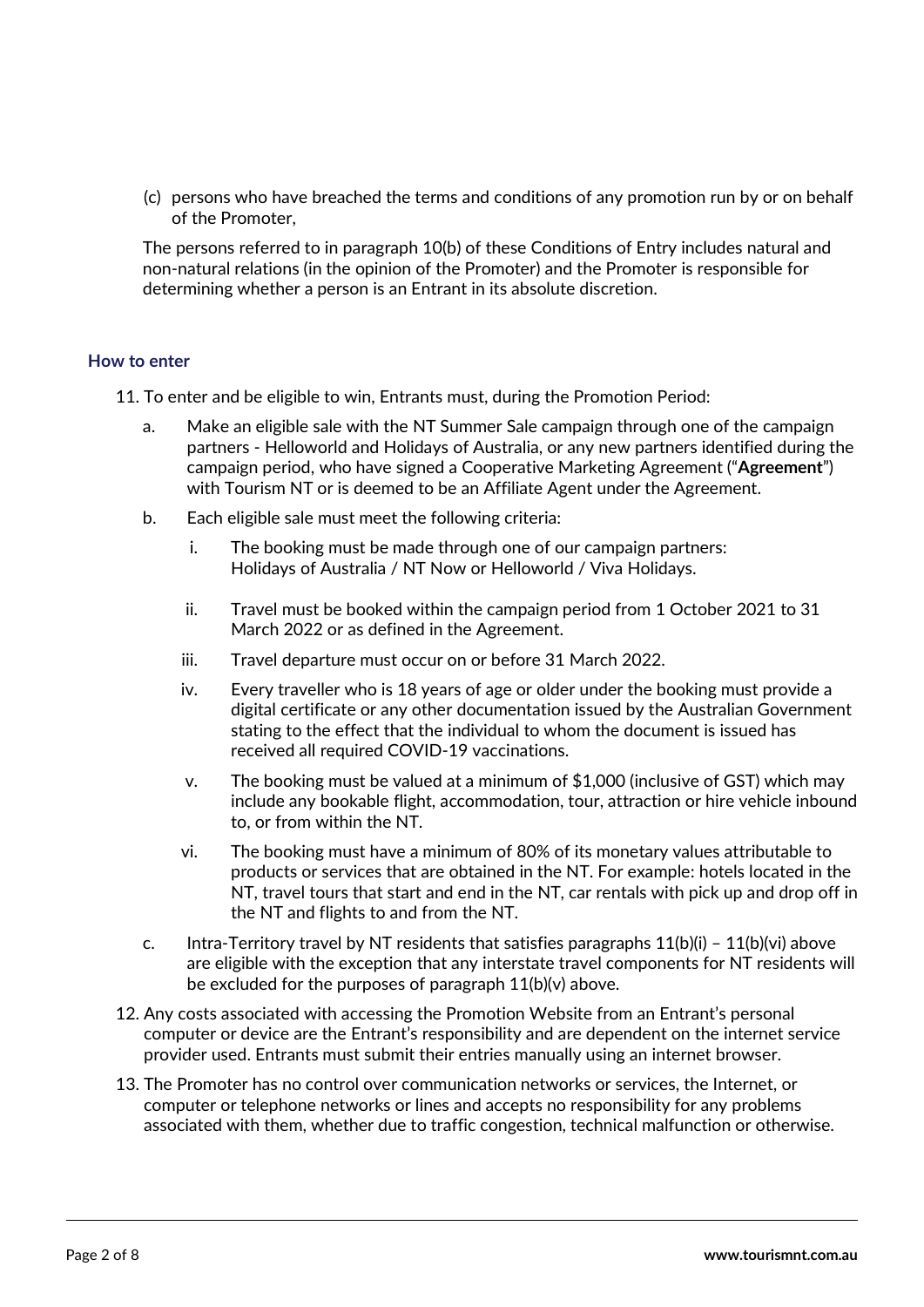(c) persons who have breached the terms and conditions of any promotion run by or on behalf of the Promoter,

The persons referred to in paragraph 10(b) of these Conditions of Entry includes natural and non-natural relations (in the opinion of the Promoter) and the Promoter is responsible for determining whether a person is an Entrant in its absolute discretion.

### How to enter

11. To enter and be eligible to win, Entrants must, during the Promotion Period:

    a. Make an eligible sale with the NT Summer Sale campaign through one of the campaign partners - Helloworld and Holidays of Australia, or any new partners identified during the campaign period, who have signed a Cooperative Marketing Agreement ("**Agreement**") with Tourism NT or is deemed to be an Affiliate Agent under the Agreement.

    b. Each eligible sale must meet the following criteria:

       i. The booking must be made through one of our campaign partners: Holidays of Australia / NT Now or Helloworld / Viva Holidays.

       ii. Travel must be booked within the campaign period from 1 October 2021 to 31 March 2022 or as defined in the Agreement.

       iii. Travel departure must occur on or before 31 March 2022.

       iv. Every traveller who is 18 years of age or older under the booking must provide a digital certificate or any other documentation issued by the Australian Government stating to the effect that the individual to whom the document is issued has received all required COVID-19 vaccinations.

       v. The booking must be valued at a minimum of $1,000 (inclusive of GST) which may include any bookable flight, accommodation, tour, attraction or hire vehicle inbound to, or from within the NT.

       vi. The booking must have a minimum of 80% of its monetary values attributable to products or services that are obtained in the NT. For example: hotels located in the NT, travel tours that start and end in the NT, car rentals with pick up and drop off in the NT and flights to and from the NT.

    c. Intra-Territory travel by NT residents that satisfies paragraphs 11(b)(i) – 11(b)(vi) above are eligible with the exception that any interstate travel components for NT residents will be excluded for the purposes of paragraph 11(b)(v) above.

12. Any costs associated with accessing the Promotion Website from an Entrant's personal computer or device are the Entrant's responsibility and are dependent on the internet service provider used. Entrants must submit their entries manually using an internet browser.

13. The Promoter has no control over communication networks or services, the Internet, or computer or telephone networks or lines and accepts no responsibility for any problems associated with them, whether due to traffic congestion, technical malfunction or otherwise.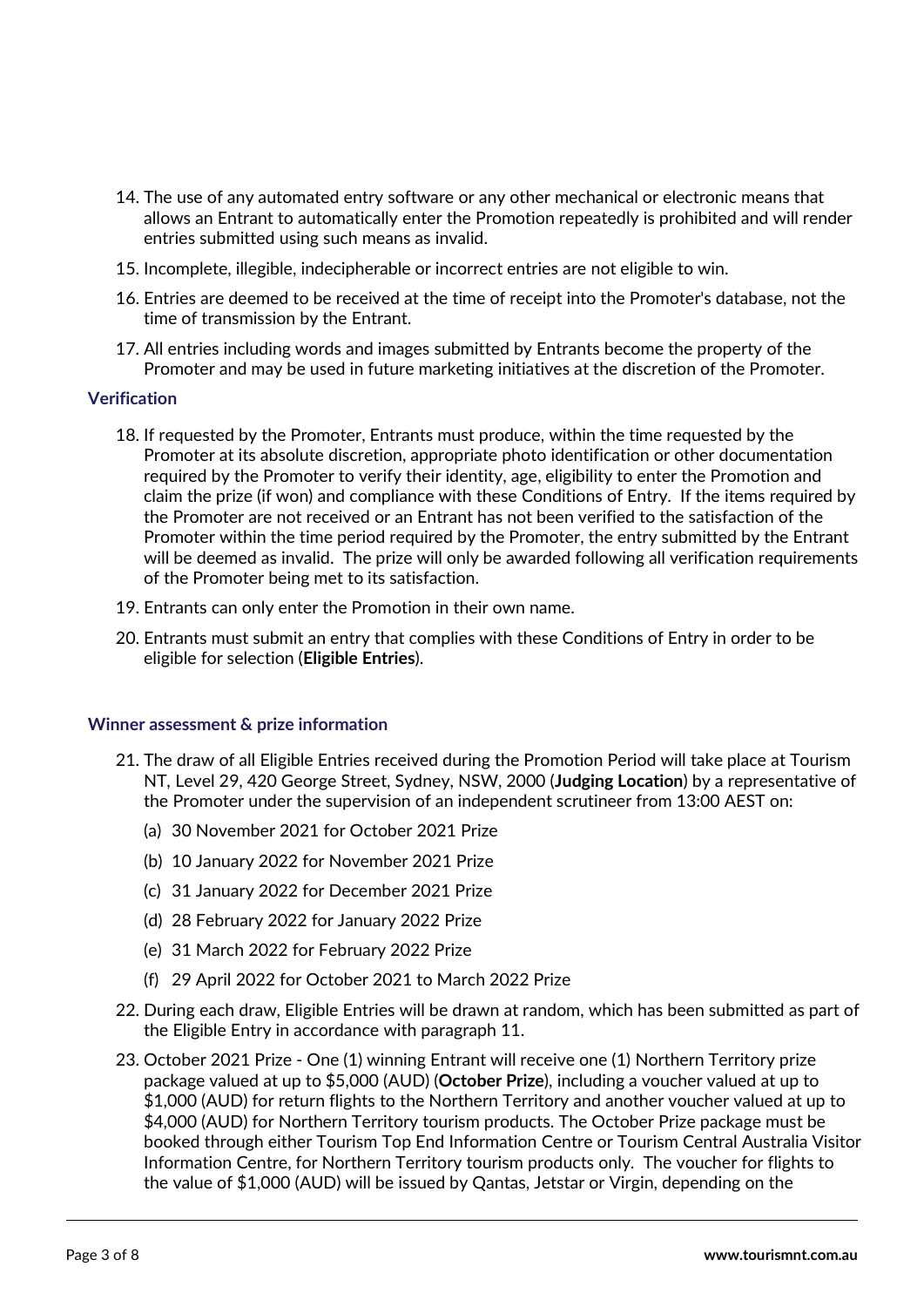14. The use of any automated entry software or any other mechanical or electronic means that allows an Entrant to automatically enter the Promotion repeatedly is prohibited and will render entries submitted using such means as invalid.
15. Incomplete, illegible, indecipherable or incorrect entries are not eligible to win.
16. Entries are deemed to be received at the time of receipt into the Promoter's database, not the time of transmission by the Entrant.
17. All entries including words and images submitted by Entrants become the property of the Promoter and may be used in future marketing initiatives at the discretion of the Promoter.

### Verification

18. If requested by the Promoter, Entrants must produce, within the time requested by the Promoter at its absolute discretion, appropriate photo identification or other documentation required by the Promoter to verify their identity, age, eligibility to enter the Promotion and claim the prize (if won) and compliance with these Conditions of Entry. If the items required by the Promoter are not received or an Entrant has not been verified to the satisfaction of the Promoter within the time period required by the Promoter, the entry submitted by the Entrant will be deemed as invalid. The prize will only be awarded following all verification requirements of the Promoter being met to its satisfaction.
19. Entrants can only enter the Promotion in their own name.
20. Entrants must submit an entry that complies with these Conditions of Entry in order to be eligible for selection (**Eligible Entries**).

### Winner assessment & prize information

21. The draw of all Eligible Entries received during the Promotion Period will take place at Tourism NT, Level 29, 420 George Street, Sydney, NSW, 2000 (**Judging Location**) by a representative of the Promoter under the supervision of an independent scrutineer from 13:00 AEST on:
    (a) 30 November 2021 for October 2021 Prize
    (b) 10 January 2022 for November 2021 Prize
    (c) 31 January 2022 for December 2021 Prize
    (d) 28 February 2022 for January 2022 Prize
    (e) 31 March 2022 for February 2022 Prize
    (f) 29 April 2022 for October 2021 to March 2022 Prize
22. During each draw, Eligible Entries will be drawn at random, which has been submitted as part of the Eligible Entry in accordance with paragraph 11.
23. October 2021 Prize - One (1) winning Entrant will receive one (1) Northern Territory prize package valued at up to $5,000 (AUD) (**October Prize**), including a voucher valued at up to $1,000 (AUD) for return flights to the Northern Territory and another voucher valued at up to $4,000 (AUD) for Northern Territory tourism products. The October Prize package must be booked through either Tourism Top End Information Centre or Tourism Central Australia Visitor Information Centre, for Northern Territory tourism products only. The voucher for flights to the value of $1,000 (AUD) will be issued by Qantas, Jetstar or Virgin, depending on the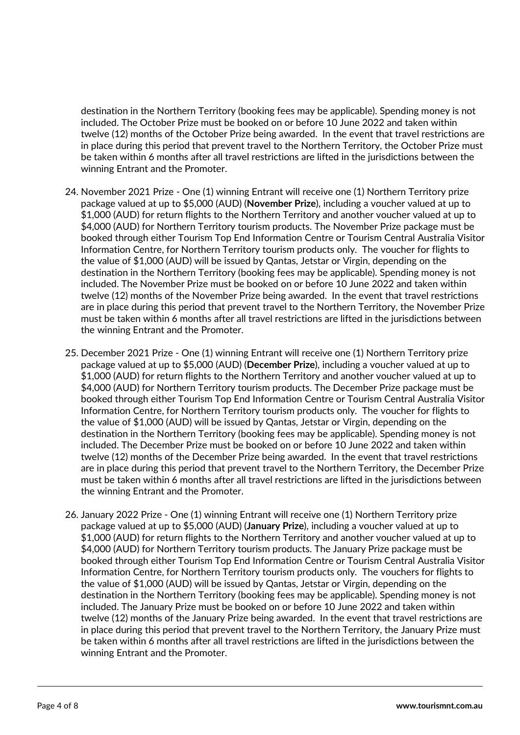destination in the Northern Territory (booking fees may be applicable). Spending money is not included. The October Prize must be booked on or before 10 June 2022 and taken within twelve (12) months of the October Prize being awarded. In the event that travel restrictions are in place during this period that prevent travel to the Northern Territory, the October Prize must be taken within 6 months after all travel restrictions are lifted in the jurisdictions between the winning Entrant and the Promoter.

24. November 2021 Prize - One (1) winning Entrant will receive one (1) Northern Territory prize package valued at up to $5,000 (AUD) (**November Prize**), including a voucher valued at up to $1,000 (AUD) for return flights to the Northern Territory and another voucher valued at up to $4,000 (AUD) for Northern Territory tourism products. The November Prize package must be booked through either Tourism Top End Information Centre or Tourism Central Australia Visitor Information Centre, for Northern Territory tourism products only. The voucher for flights to the value of $1,000 (AUD) will be issued by Qantas, Jetstar or Virgin, depending on the destination in the Northern Territory (booking fees may be applicable). Spending money is not included. The November Prize must be booked on or before 10 June 2022 and taken within twelve (12) months of the November Prize being awarded. In the event that travel restrictions are in place during this period that prevent travel to the Northern Territory, the November Prize must be taken within 6 months after all travel restrictions are lifted in the jurisdictions between the winning Entrant and the Promoter.

25. December 2021 Prize - One (1) winning Entrant will receive one (1) Northern Territory prize package valued at up to $5,000 (AUD) (**December Prize**), including a voucher valued at up to $1,000 (AUD) for return flights to the Northern Territory and another voucher valued at up to $4,000 (AUD) for Northern Territory tourism products. The December Prize package must be booked through either Tourism Top End Information Centre or Tourism Central Australia Visitor Information Centre, for Northern Territory tourism products only. The voucher for flights to the value of $1,000 (AUD) will be issued by Qantas, Jetstar or Virgin, depending on the destination in the Northern Territory (booking fees may be applicable). Spending money is not included. The December Prize must be booked on or before 10 June 2022 and taken within twelve (12) months of the December Prize being awarded. In the event that travel restrictions are in place during this period that prevent travel to the Northern Territory, the December Prize must be taken within 6 months after all travel restrictions are lifted in the jurisdictions between the winning Entrant and the Promoter.

26. January 2022 Prize - One (1) winning Entrant will receive one (1) Northern Territory prize package valued at up to $5,000 (AUD) (**January Prize**), including a voucher valued at up to $1,000 (AUD) for return flights to the Northern Territory and another voucher valued at up to $4,000 (AUD) for Northern Territory tourism products. The January Prize package must be booked through either Tourism Top End Information Centre or Tourism Central Australia Visitor Information Centre, for Northern Territory tourism products only. The vouchers for flights to the value of $1,000 (AUD) will be issued by Qantas, Jetstar or Virgin, depending on the destination in the Northern Territory (booking fees may be applicable). Spending money is not included. The January Prize must be booked on or before 10 June 2022 and taken within twelve (12) months of the January Prize being awarded. In the event that travel restrictions are in place during this period that prevent travel to the Northern Territory, the January Prize must be taken within 6 months after all travel restrictions are lifted in the jurisdictions between the winning Entrant and the Promoter.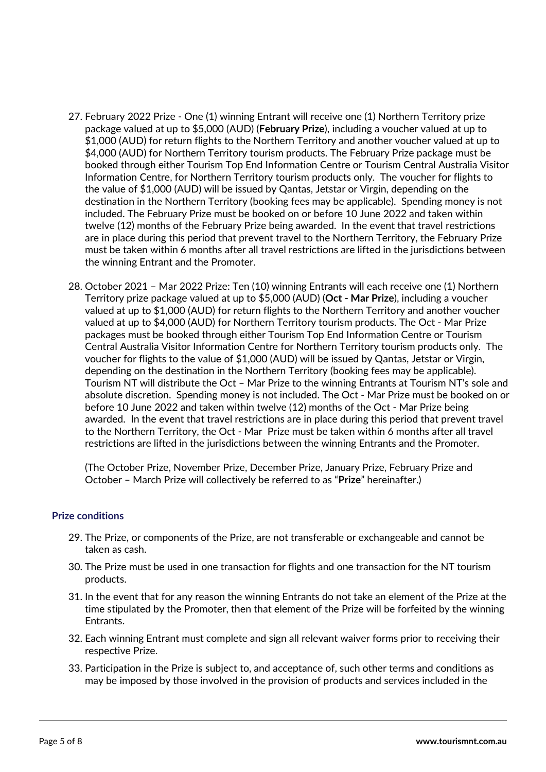27. February 2022 Prize - One (1) winning Entrant will receive one (1) Northern Territory prize package valued at up to $5,000 (AUD) (**February Prize**), including a voucher valued at up to $1,000 (AUD) for return flights to the Northern Territory and another voucher valued at up to $4,000 (AUD) for Northern Territory tourism products. The February Prize package must be booked through either Tourism Top End Information Centre or Tourism Central Australia Visitor Information Centre, for Northern Territory tourism products only. The voucher for flights to the value of $1,000 (AUD) will be issued by Qantas, Jetstar or Virgin, depending on the destination in the Northern Territory (booking fees may be applicable). Spending money is not included. The February Prize must be booked on or before 10 June 2022 and taken within twelve (12) months of the February Prize being awarded. In the event that travel restrictions are in place during this period that prevent travel to the Northern Territory, the February Prize must be taken within 6 months after all travel restrictions are lifted in the jurisdictions between the winning Entrant and the Promoter.

28. October 2021 – Mar 2022 Prize: Ten (10) winning Entrants will each receive one (1) Northern Territory prize package valued at up to $5,000 (AUD) (**Oct - Mar Prize**), including a voucher valued at up to $1,000 (AUD) for return flights to the Northern Territory and another voucher valued at up to $4,000 (AUD) for Northern Territory tourism products. The Oct - Mar Prize packages must be booked through either Tourism Top End Information Centre or Tourism Central Australia Visitor Information Centre for Northern Territory tourism products only. The voucher for flights to the value of $1,000 (AUD) will be issued by Qantas, Jetstar or Virgin, depending on the destination in the Northern Territory (booking fees may be applicable). Tourism NT will distribute the Oct – Mar Prize to the winning Entrants at Tourism NT's sole and absolute discretion. Spending money is not included. The Oct - Mar Prize must be booked on or before 10 June 2022 and taken within twelve (12) months of the Oct - Mar Prize being awarded. In the event that travel restrictions are in place during this period that prevent travel to the Northern Territory, the Oct - Mar Prize must be taken within 6 months after all travel restrictions are lifted in the jurisdictions between the winning Entrants and the Promoter.

    (The October Prize, November Prize, December Prize, January Prize, February Prize and October – March Prize will collectively be referred to as "**Prize**" hereinafter.)

### Prize conditions

29. The Prize, or components of the Prize, are not transferable or exchangeable and cannot be taken as cash.
30. The Prize must be used in one transaction for flights and one transaction for the NT tourism products.
31. In the event that for any reason the winning Entrants do not take an element of the Prize at the time stipulated by the Promoter, then that element of the Prize will be forfeited by the winning Entrants.
32. Each winning Entrant must complete and sign all relevant waiver forms prior to receiving their respective Prize.
33. Participation in the Prize is subject to, and acceptance of, such other terms and conditions as may be imposed by those involved in the provision of products and services included in the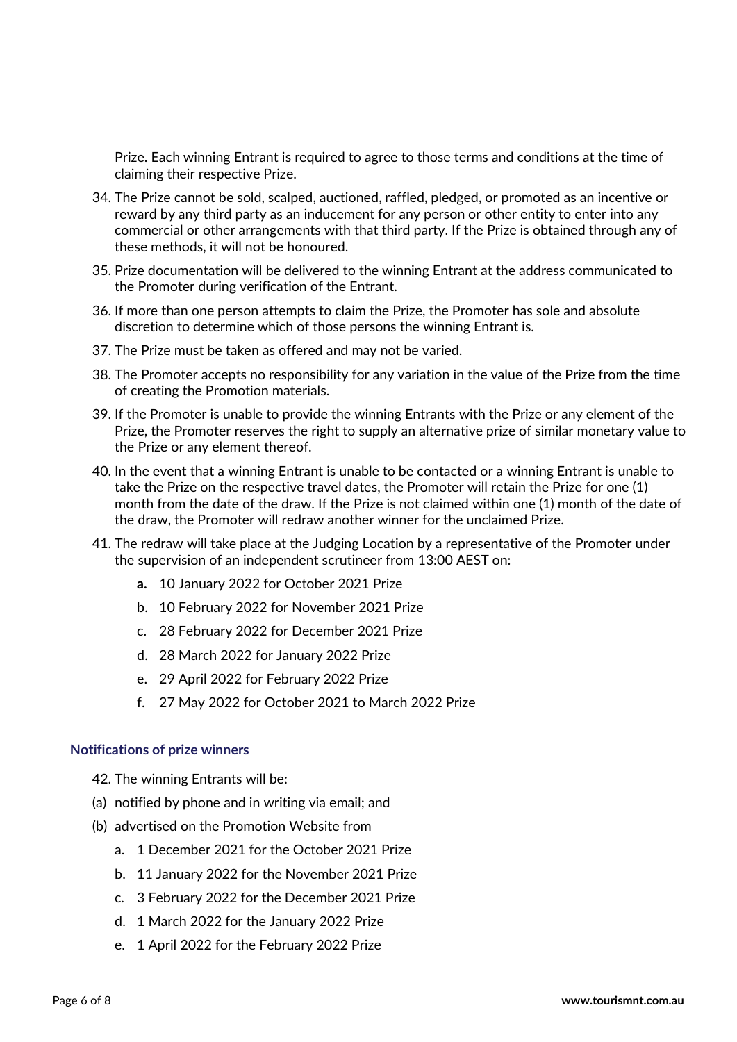Prize. Each winning Entrant is required to agree to those terms and conditions at the time of claiming their respective Prize.

34. The Prize cannot be sold, scalped, auctioned, raffled, pledged, or promoted as an incentive or reward by any third party as an inducement for any person or other entity to enter into any commercial or other arrangements with that third party. If the Prize is obtained through any of these methods, it will not be honoured.
35. Prize documentation will be delivered to the winning Entrant at the address communicated to the Promoter during verification of the Entrant.
36. If more than one person attempts to claim the Prize, the Promoter has sole and absolute discretion to determine which of those persons the winning Entrant is.
37. The Prize must be taken as offered and may not be varied.
38. The Promoter accepts no responsibility for any variation in the value of the Prize from the time of creating the Promotion materials.
39. If the Promoter is unable to provide the winning Entrants with the Prize or any element of the Prize, the Promoter reserves the right to supply an alternative prize of similar monetary value to the Prize or any element thereof.
40. In the event that a winning Entrant is unable to be contacted or a winning Entrant is unable to take the Prize on the respective travel dates, the Promoter will retain the Prize for one (1) month from the date of the draw. If the Prize is not claimed within one (1) month of the date of the draw, the Promoter will redraw another winner for the unclaimed Prize.
41. The redraw will take place at the Judging Location by a representative of the Promoter under the supervision of an independent scrutineer from 13:00 AEST on:
    - **a.** 10 January 2022 for October 2021 Prize
    - b. 10 February 2022 for November 2021 Prize
    - c. 28 February 2022 for December 2021 Prize
    - d. 28 March 2022 for January 2022 Prize
    - e. 29 April 2022 for February 2022 Prize
    - f. 27 May 2022 for October 2021 to March 2022 Prize

### Notifications of prize winners

42. The winning Entrants will be:

(a) notified by phone and in writing via email; and

(b) advertised on the Promotion Website from
- a. 1 December 2021 for the October 2021 Prize
- b. 11 January 2022 for the November 2021 Prize
- c. 3 February 2022 for the December 2021 Prize
- d. 1 March 2022 for the January 2022 Prize
- e. 1 April 2022 for the February 2022 Prize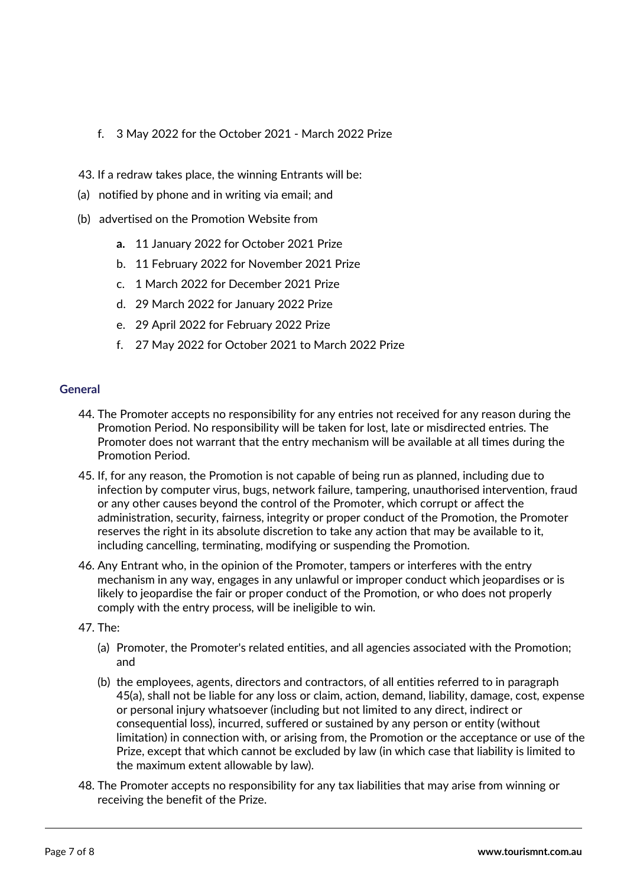f. 3 May 2022 for the October 2021 - March 2022 Prize

43. If a redraw takes place, the winning Entrants will be:

(a) notified by phone and in writing via email; and

(b) advertised on the Promotion Website from

   **a.** 11 January 2022 for October 2021 Prize

   b. 11 February 2022 for November 2021 Prize

   c. 1 March 2022 for December 2021 Prize

   d. 29 March 2022 for January 2022 Prize

   e. 29 April 2022 for February 2022 Prize

   f. 27 May 2022 for October 2021 to March 2022 Prize

## General

44. The Promoter accepts no responsibility for any entries not received for any reason during the Promotion Period. No responsibility will be taken for lost, late or misdirected entries. The Promoter does not warrant that the entry mechanism will be available at all times during the Promotion Period.

45. If, for any reason, the Promotion is not capable of being run as planned, including due to infection by computer virus, bugs, network failure, tampering, unauthorised intervention, fraud or any other causes beyond the control of the Promoter, which corrupt or affect the administration, security, fairness, integrity or proper conduct of the Promotion, the Promoter reserves the right in its absolute discretion to take any action that may be available to it, including cancelling, terminating, modifying or suspending the Promotion.

46. Any Entrant who, in the opinion of the Promoter, tampers or interferes with the entry mechanism in any way, engages in any unlawful or improper conduct which jeopardises or is likely to jeopardise the fair or proper conduct of the Promotion, or who does not properly comply with the entry process, will be ineligible to win.

47. The:

   (a) Promoter, the Promoter's related entities, and all agencies associated with the Promotion; and

   (b) the employees, agents, directors and contractors, of all entities referred to in paragraph 45(a), shall not be liable for any loss or claim, action, demand, liability, damage, cost, expense or personal injury whatsoever (including but not limited to any direct, indirect or consequential loss), incurred, suffered or sustained by any person or entity (without limitation) in connection with, or arising from, the Promotion or the acceptance or use of the Prize, except that which cannot be excluded by law (in which case that liability is limited to the maximum extent allowable by law).

48. The Promoter accepts no responsibility for any tax liabilities that may arise from winning or receiving the benefit of the Prize.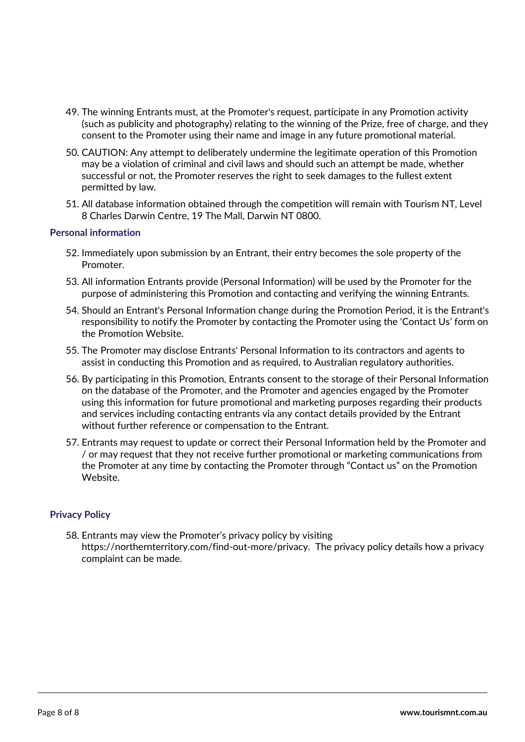49. The winning Entrants must, at the Promoter's request, participate in any Promotion activity (such as publicity and photography) relating to the winning of the Prize, free of charge, and they consent to the Promoter using their name and image in any future promotional material.

50. CAUTION: Any attempt to deliberately undermine the legitimate operation of this Promotion may be a violation of criminal and civil laws and should such an attempt be made, whether successful or not, the Promoter reserves the right to seek damages to the fullest extent permitted by law.

51. All database information obtained through the competition will remain with Tourism NT, Level 8 Charles Darwin Centre, 19 The Mall, Darwin NT 0800.

### Personal information

52. Immediately upon submission by an Entrant, their entry becomes the sole property of the Promoter.

53. All information Entrants provide (Personal Information) will be used by the Promoter for the purpose of administering this Promotion and contacting and verifying the winning Entrants.

54. Should an Entrant's Personal Information change during the Promotion Period, it is the Entrant's responsibility to notify the Promoter by contacting the Promoter using the 'Contact Us' form on the Promotion Website.

55. The Promoter may disclose Entrants' Personal Information to its contractors and agents to assist in conducting this Promotion and as required, to Australian regulatory authorities.

56. By participating in this Promotion, Entrants consent to the storage of their Personal Information on the database of the Promoter, and the Promoter and agencies engaged by the Promoter using this information for future promotional and marketing purposes regarding their products and services including contacting entrants via any contact details provided by the Entrant without further reference or compensation to the Entrant.

57. Entrants may request to update or correct their Personal Information held by the Promoter and / or may request that they not receive further promotional or marketing communications from the Promoter at any time by contacting the Promoter through "Contact us" on the Promotion Website.

### Privacy Policy

58. Entrants may view the Promoter's privacy policy by visiting https://northernterritory.com/find-out-more/privacy. The privacy policy details how a privacy complaint can be made.